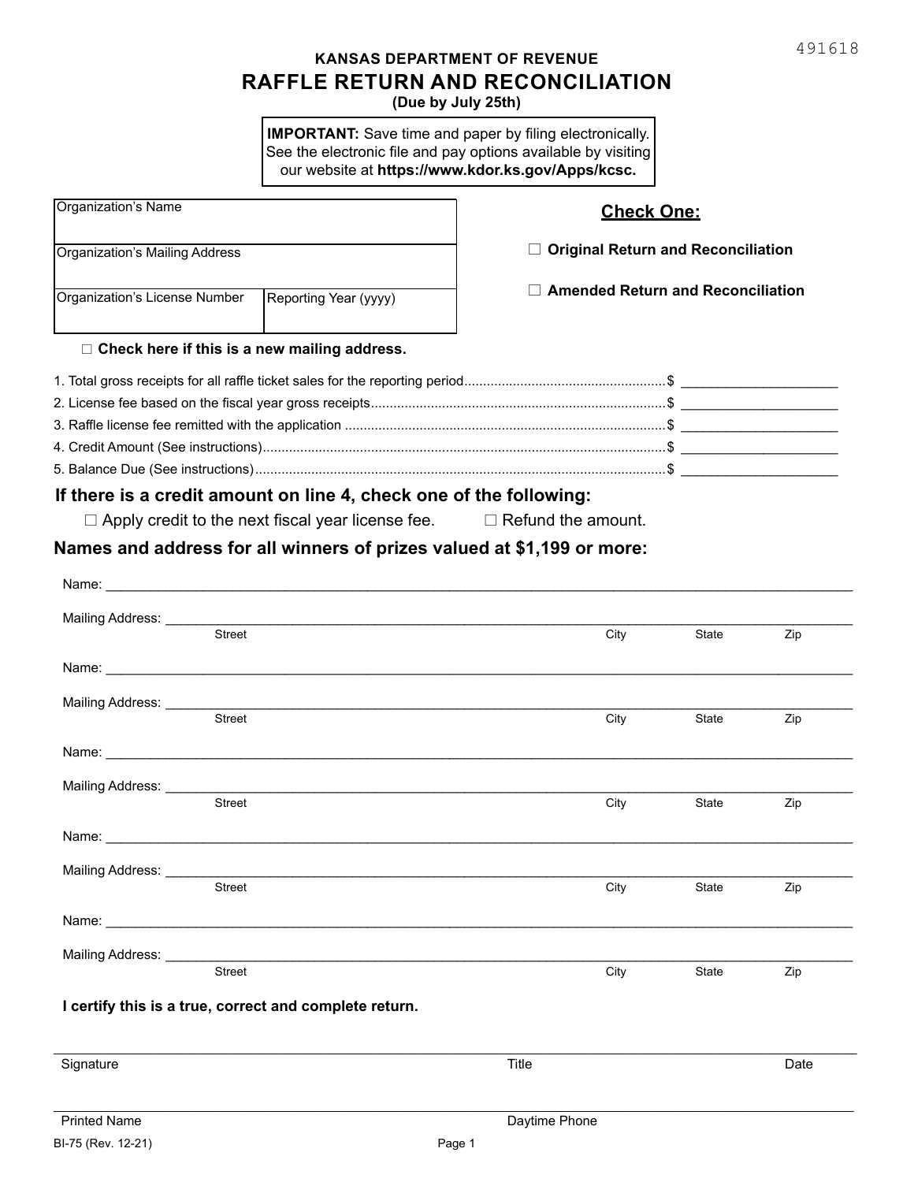491618

**KANSAS DEPARTMENT OF REVENUE**

# RAFFLE RETURN AND RECONCILIATION

**(Due by July 25th)**

> **IMPORTANT:** Save time and paper by filing electronically. See the electronic file and pay options available by visiting our website at **https://www.kdor.ks.gov/Apps/kcsc.**

| Organization's Name | |
|---|---|
| Organization's Mailing Address | |
| Organization's License Number | Reporting Year (yyyy) |

☐ **Check here if this is a new mailing address.**

**Check One:**

☐ **Original Return and Reconciliation**

☐ **Amended Return and Reconciliation**

1. Total gross receipts for all raffle ticket sales for the reporting period.................................................... $ ____________________
2. License fee based on the fiscal year gross receipts.............................................................................. $ ____________________
3. Raffle license fee remitted with the application ..................................................................................... $ ____________________
4. Credit Amount (See instructions)........................................................................................................... $ ____________________
5. Balance Due (See instructions)............................................................................................................. $ ____________________

## If there is a credit amount on line 4, check one of the following:

☐ Apply credit to the next fiscal year license fee. ☐ Refund the amount.

## Names and address for all winners of prizes valued at $1,199 or more:

Name: ____________________________________________________________

Mailing Address: ____________________________________________________________
Street City State Zip

Name: ____________________________________________________________

Mailing Address: ____________________________________________________________
Street City State Zip

Name: ____________________________________________________________

Mailing Address: ____________________________________________________________
Street City State Zip

Name: ____________________________________________________________

Mailing Address: ____________________________________________________________
Street City State Zip

Name: ____________________________________________________________

Mailing Address: ____________________________________________________________
Street City State Zip

**I certify this is a true, correct and complete return.**

____________________________________________________________

Signature Title Date

____________________________________________________________

Printed Name Daytime Phone

BI-75 (Rev. 12-21)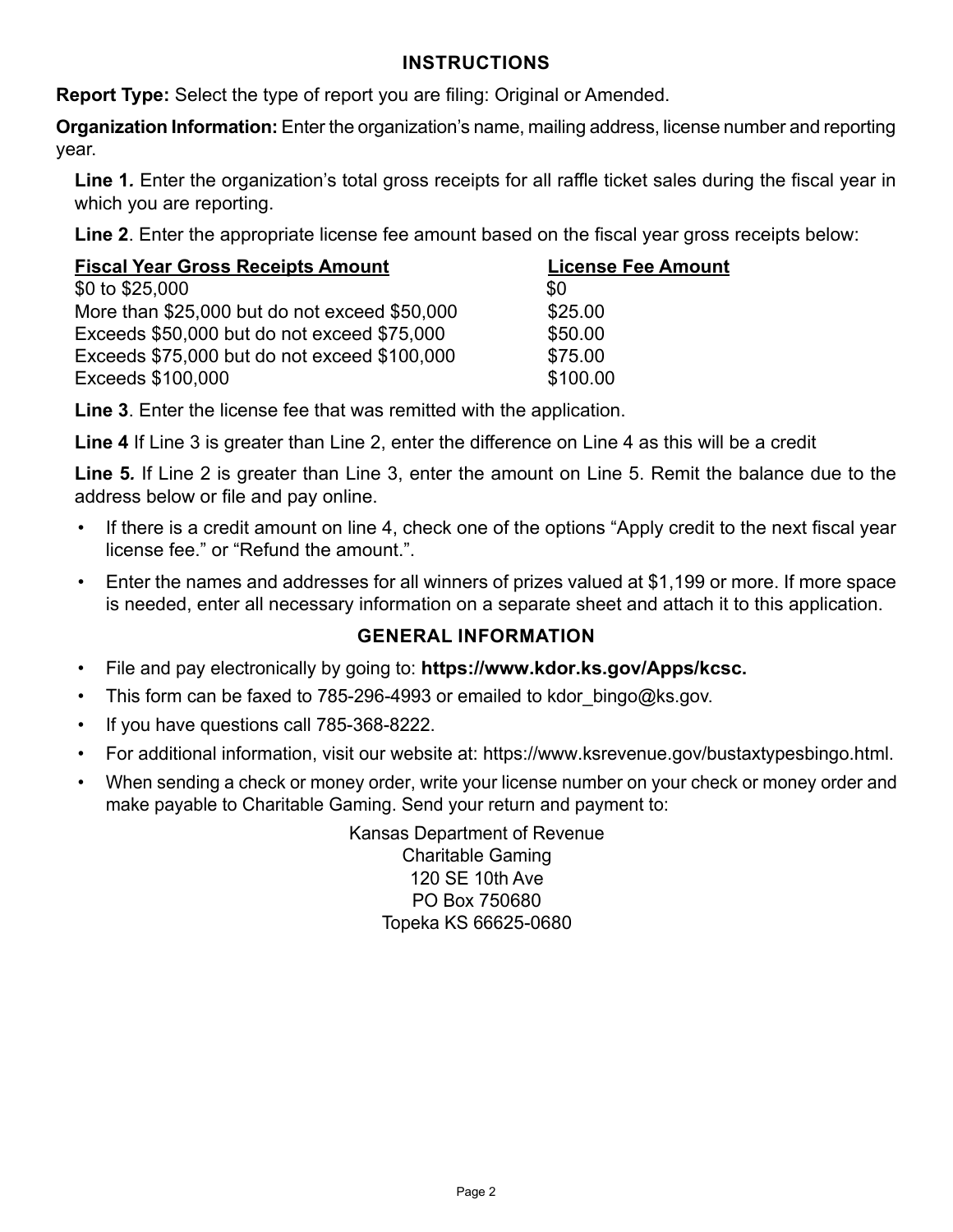## INSTRUCTIONS

**Report Type:** Select the type of report you are filing: Original or Amended.

**Organization Information:** Enter the organization's name, mailing address, license number and reporting year.

**Line 1.** Enter the organization's total gross receipts for all raffle ticket sales during the fiscal year in which you are reporting.

**Line 2**. Enter the appropriate license fee amount based on the fiscal year gross receipts below:

| Fiscal Year Gross Receipts Amount | License Fee Amount |
|---|---|
| $0 to $25,000 | $0 |
| More than $25,000 but do not exceed $50,000 | $25.00 |
| Exceeds $50,000 but do not exceed $75,000 | $50.00 |
| Exceeds $75,000 but do not exceed $100,000 | $75.00 |
| Exceeds $100,000 | $100.00 |

**Line 3**. Enter the license fee that was remitted with the application.

**Line 4** If Line 3 is greater than Line 2, enter the difference on Line 4 as this will be a credit

**Line 5.** If Line 2 is greater than Line 3, enter the amount on Line 5. Remit the balance due to the address below or file and pay online.

- If there is a credit amount on line 4, check one of the options "Apply credit to the next fiscal year license fee." or "Refund the amount.".
- Enter the names and addresses for all winners of prizes valued at $1,199 or more. If more space is needed, enter all necessary information on a separate sheet and attach it to this application.

## GENERAL INFORMATION

- File and pay electronically by going to: **https://www.kdor.ks.gov/Apps/kcsc.**
- This form can be faxed to 785-296-4993 or emailed to kdor_bingo@ks.gov.
- If you have questions call 785-368-8222.
- For additional information, visit our website at: https://www.ksrevenue.gov/bustaxtypesbingo.html.
- When sending a check or money order, write your license number on your check or money order and make payable to Charitable Gaming. Send your return and payment to:

Kansas Department of Revenue
Charitable Gaming
120 SE 10th Ave
PO Box 750680
Topeka KS 66625-0680